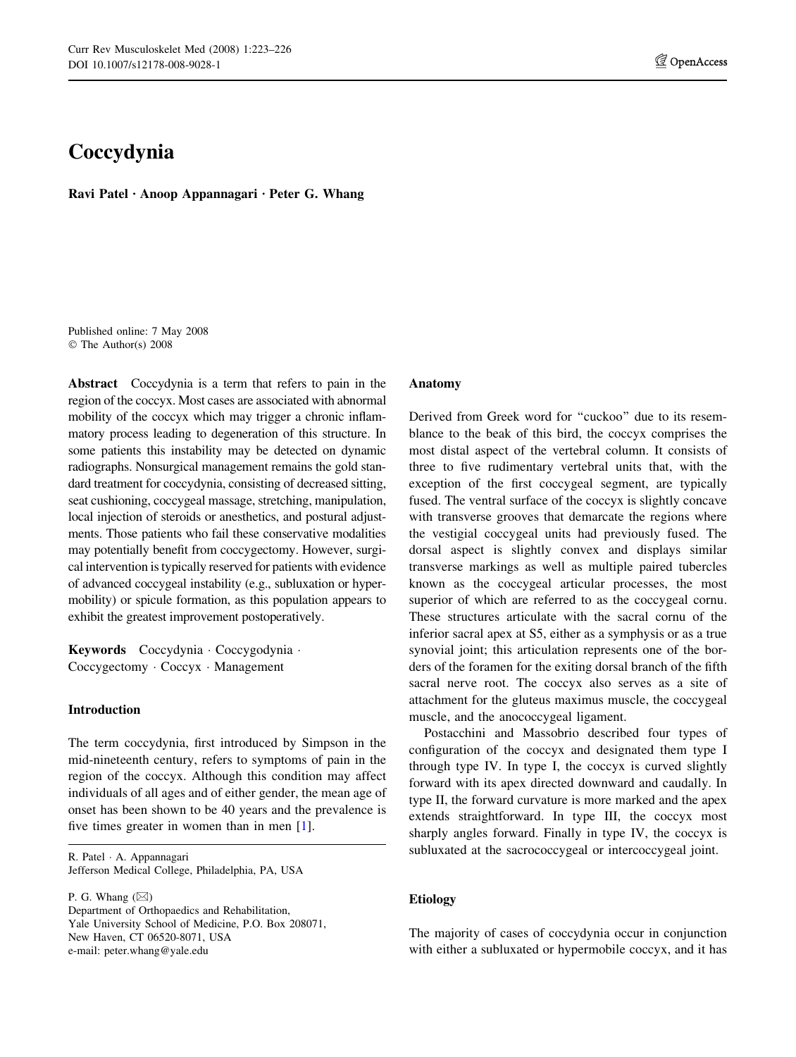# Coccydynia

**Ravi Patel · Anoop Appannagari · Peter G. Whang**

Published online: 7 May 2008
© The Author(s) 2008

**Abstract** Coccydynia is a term that refers to pain in the region of the coccyx. Most cases are associated with abnormal mobility of the coccyx which may trigger a chronic inflammatory process leading to degeneration of this structure. In some patients this instability may be detected on dynamic radiographs. Nonsurgical management remains the gold standard treatment for coccydynia, consisting of decreased sitting, seat cushioning, coccygeal massage, stretching, manipulation, local injection of steroids or anesthetics, and postural adjustments. Those patients who fail these conservative modalities may potentially benefit from coccygectomy. However, surgical intervention is typically reserved for patients with evidence of advanced coccygeal instability (e.g., subluxation or hypermobility) or spicule formation, as this population appears to exhibit the greatest improvement postoperatively.

**Keywords** Coccydynia · Coccygodynia · Coccygectomy · Coccyx · Management

## Introduction

The term coccydynia, first introduced by Simpson in the mid-nineteenth century, refers to symptoms of pain in the region of the coccyx. Although this condition may affect individuals of all ages and of either gender, the mean age of onset has been shown to be 40 years and the prevalence is five times greater in women than in men [1].

R. Patel · A. Appannagari
Jefferson Medical College, Philadelphia, PA, USA

P. G. Whang (✉)
Department of Orthopaedics and Rehabilitation,
Yale University School of Medicine, P.O. Box 208071,
New Haven, CT 06520-8071, USA
e-mail: peter.whang@yale.edu

## Anatomy

Derived from Greek word for "cuckoo" due to its resemblance to the beak of this bird, the coccyx comprises the most distal aspect of the vertebral column. It consists of three to five rudimentary vertebral units that, with the exception of the first coccygeal segment, are typically fused. The ventral surface of the coccyx is slightly concave with transverse grooves that demarcate the regions where the vestigial coccygeal units had previously fused. The dorsal aspect is slightly convex and displays similar transverse markings as well as multiple paired tubercles known as the coccygeal articular processes, the most superior of which are referred to as the coccygeal cornu. These structures articulate with the sacral cornu of the inferior sacral apex at S5, either as a symphysis or as a true synovial joint; this articulation represents one of the borders of the foramen for the exiting dorsal branch of the fifth sacral nerve root. The coccyx also serves as a site of attachment for the gluteus maximus muscle, the coccygeal muscle, and the anococcygeal ligament.

Postacchini and Massobrio described four types of configuration of the coccyx and designated them type I through type IV. In type I, the coccyx is curved slightly forward with its apex directed downward and caudally. In type II, the forward curvature is more marked and the apex extends straightforward. In type III, the coccyx most sharply angles forward. Finally in type IV, the coccyx is subluxated at the sacrococcygeal or intercoccygeal joint.

## Etiology

The majority of cases of coccydynia occur in conjunction with either a subluxated or hypermobile coccyx, and it has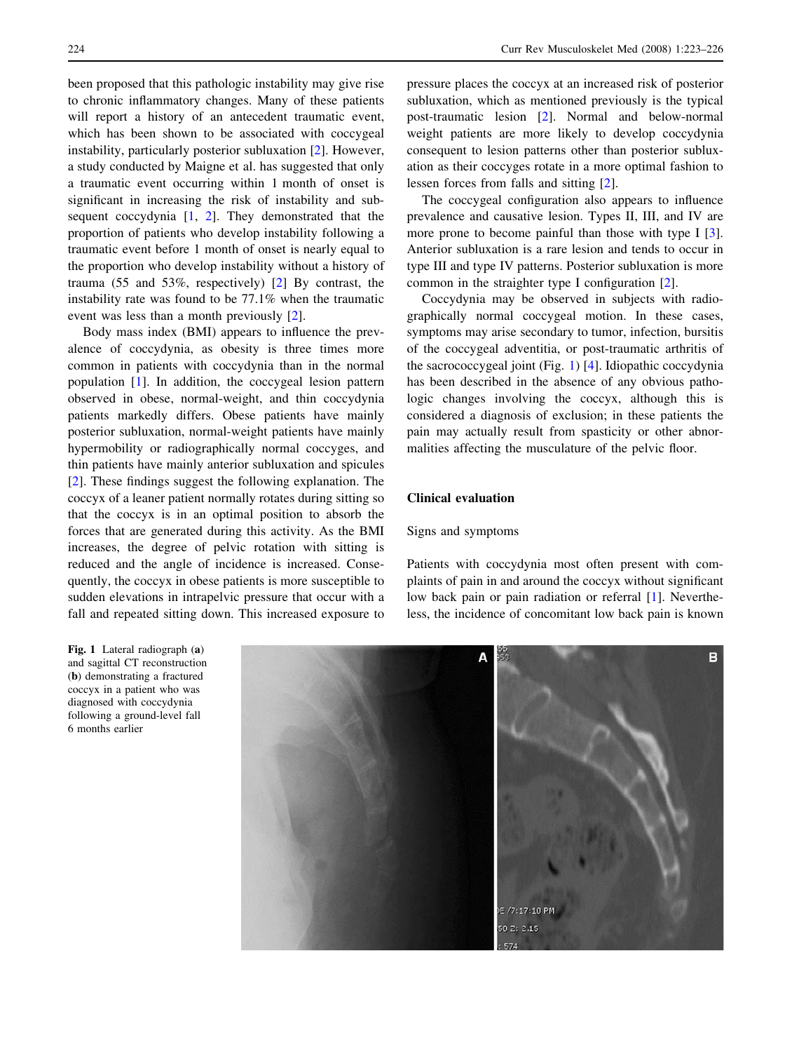been proposed that this pathologic instability may give rise to chronic inflammatory changes. Many of these patients will report a history of an antecedent traumatic event, which has been shown to be associated with coccygeal instability, particularly posterior subluxation [2]. However, a study conducted by Maigne et al. has suggested that only a traumatic event occurring within 1 month of onset is significant in increasing the risk of instability and subsequent coccydynia [1, 2]. They demonstrated that the proportion of patients who develop instability following a traumatic event before 1 month of onset is nearly equal to the proportion who develop instability without a history of trauma (55 and 53%, respectively) [2] By contrast, the instability rate was found to be 77.1% when the traumatic event was less than a month previously [2].

Body mass index (BMI) appears to influence the prevalence of coccydynia, as obesity is three times more common in patients with coccydynia than in the normal population [1]. In addition, the coccygeal lesion pattern observed in obese, normal-weight, and thin coccydynia patients markedly differs. Obese patients have mainly posterior subluxation, normal-weight patients have mainly hypermobility or radiographically normal coccyges, and thin patients have mainly anterior subluxation and spicules [2]. These findings suggest the following explanation. The coccyx of a leaner patient normally rotates during sitting so that the coccyx is in an optimal position to absorb the forces that are generated during this activity. As the BMI increases, the degree of pelvic rotation with sitting is reduced and the angle of incidence is increased. Consequently, the coccyx in obese patients is more susceptible to sudden elevations in intrapelvic pressure that occur with a fall and repeated sitting down. This increased exposure to pressure places the coccyx at an increased risk of posterior subluxation, which as mentioned previously is the typical post-traumatic lesion [2]. Normal and below-normal weight patients are more likely to develop coccydynia consequent to lesion patterns other than posterior subluxation as their coccyges rotate in a more optimal fashion to lessen forces from falls and sitting [2].

The coccygeal configuration also appears to influence prevalence and causative lesion. Types II, III, and IV are more prone to become painful than those with type I [3]. Anterior subluxation is a rare lesion and tends to occur in type III and type IV patterns. Posterior subluxation is more common in the straighter type I configuration [2].

Coccydynia may be observed in subjects with radiographically normal coccygeal motion. In these cases, symptoms may arise secondary to tumor, infection, bursitis of the coccygeal adventitia, or post-traumatic arthritis of the sacrococcygeal joint (Fig. 1) [4]. Idiopathic coccydynia has been described in the absence of any obvious pathologic changes involving the coccyx, although this is considered a diagnosis of exclusion; in these patients the pain may actually result from spasticity or other abnormalities affecting the musculature of the pelvic floor.

## Clinical evaluation

### Signs and symptoms

Patients with coccydynia most often present with complaints of pain in and around the coccyx without significant low back pain or pain radiation or referral [1]. Nevertheless, the incidence of concomitant low back pain is known

**Fig. 1** Lateral radiograph (**a**) and sagittal CT reconstruction (**b**) demonstrating a fractured coccyx in a patient who was diagnosed with coccydynia following a ground-level fall 6 months earlier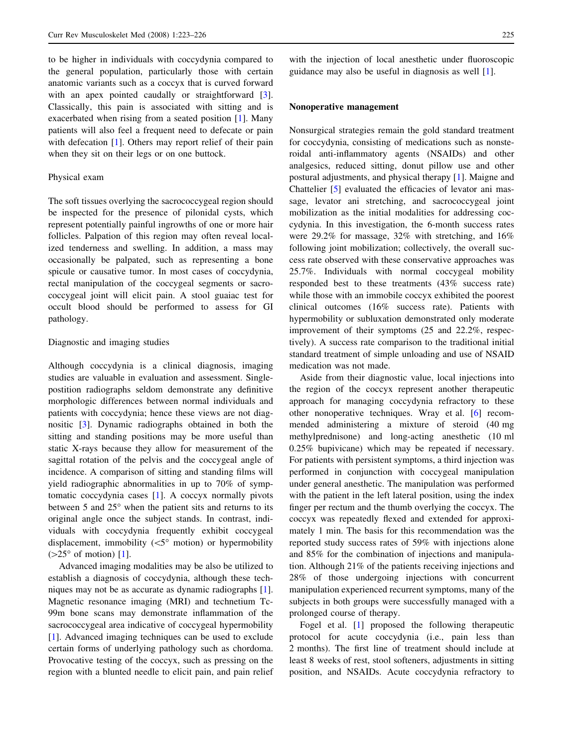to be higher in individuals with coccydynia compared to the general population, particularly those with certain anatomic variants such as a coccyx that is curved forward with an apex pointed caudally or straightforward [3]. Classically, this pain is associated with sitting and is exacerbated when rising from a seated position [1]. Many patients will also feel a frequent need to defecate or pain with defecation [1]. Others may report relief of their pain when they sit on their legs or on one buttock.

### Physical exam

The soft tissues overlying the sacrococcygeal region should be inspected for the presence of pilonidal cysts, which represent potentially painful ingrowths of one or more hair follicles. Palpation of this region may often reveal localized tenderness and swelling. In addition, a mass may occasionally be palpated, such as representing a bone spicule or causative tumor. In most cases of coccydynia, rectal manipulation of the coccygeal segments or sacrococcygeal joint will elicit pain. A stool guaiac test for occult blood should be performed to assess for GI pathology.

### Diagnostic and imaging studies

Although coccydynia is a clinical diagnosis, imaging studies are valuable in evaluation and assessment. Single-postition radiographs seldom demonstrate any definitive morphologic differences between normal individuals and patients with coccydynia; hence these views are not diagnositic [3]. Dynamic radiographs obtained in both the sitting and standing positions may be more useful than static X-rays because they allow for measurement of the sagittal rotation of the pelvis and the coccygeal angle of incidence. A comparison of sitting and standing films will yield radiographic abnormalities in up to 70% of symptomatic coccydynia cases [1]. A coccyx normally pivots between 5 and 25° when the patient sits and returns to its original angle once the subject stands. In contrast, individuals with coccydynia frequently exhibit coccygeal displacement, immobility (<5° motion) or hypermobility (>25° of motion) [1].

Advanced imaging modalities may be also be utilized to establish a diagnosis of coccydynia, although these techniques may not be as accurate as dynamic radiographs [1]. Magnetic resonance imaging (MRI) and technetium Tc-99m bone scans may demonstrate inflammation of the sacrococcygeal area indicative of coccygeal hypermobility [1]. Advanced imaging techniques can be used to exclude certain forms of underlying pathology such as chordoma. Provocative testing of the coccyx, such as pressing on the region with a blunted needle to elicit pain, and pain relief with the injection of local anesthetic under fluoroscopic guidance may also be useful in diagnosis as well [1].

## Nonoperative management

Nonsurgical strategies remain the gold standard treatment for coccydynia, consisting of medications such as nonsteroidal anti-inflammatory agents (NSAIDs) and other analgesics, reduced sitting, donut pillow use and other postural adjustments, and physical therapy [1]. Maigne and Chattelier [5] evaluated the efficacies of levator ani massage, levator ani stretching, and sacrococcygeal joint mobilization as the initial modalities for addressing coccydynia. In this investigation, the 6-month success rates were 29.2% for massage, 32% with stretching, and 16% following joint mobilization; collectively, the overall success rate observed with these conservative approaches was 25.7%. Individuals with normal coccygeal mobility responded best to these treatments (43% success rate) while those with an immobile coccyx exhibited the poorest clinical outcomes (16% success rate). Patients with hypermobility or subluxation demonstrated only moderate improvement of their symptoms (25 and 22.2%, respectively). A success rate comparison to the traditional initial standard treatment of simple unloading and use of NSAID medication was not made.

Aside from their diagnostic value, local injections into the region of the coccyx represent another therapeutic approach for managing coccydynia refractory to these other nonoperative techniques. Wray et al. [6] recommended administering a mixture of steroid (40 mg methylprednisone) and long-acting anesthetic (10 ml 0.25% bupivicane) which may be repeated if necessary. For patients with persistent symptoms, a third injection was performed in conjunction with coccygeal manipulation under general anesthetic. The manipulation was performed with the patient in the left lateral position, using the index finger per rectum and the thumb overlying the coccyx. The coccyx was repeatedly flexed and extended for approximately 1 min. The basis for this recommendation was the reported study success rates of 59% with injections alone and 85% for the combination of injections and manipulation. Although 21% of the patients receiving injections and 28% of those undergoing injections with concurrent manipulation experienced recurrent symptoms, many of the subjects in both groups were successfully managed with a prolonged course of therapy.

Fogel et al. [1] proposed the following therapeutic protocol for acute coccydynia (i.e., pain less than 2 months). The first line of treatment should include at least 8 weeks of rest, stool softeners, adjustments in sitting position, and NSAIDs. Acute coccydynia refractory to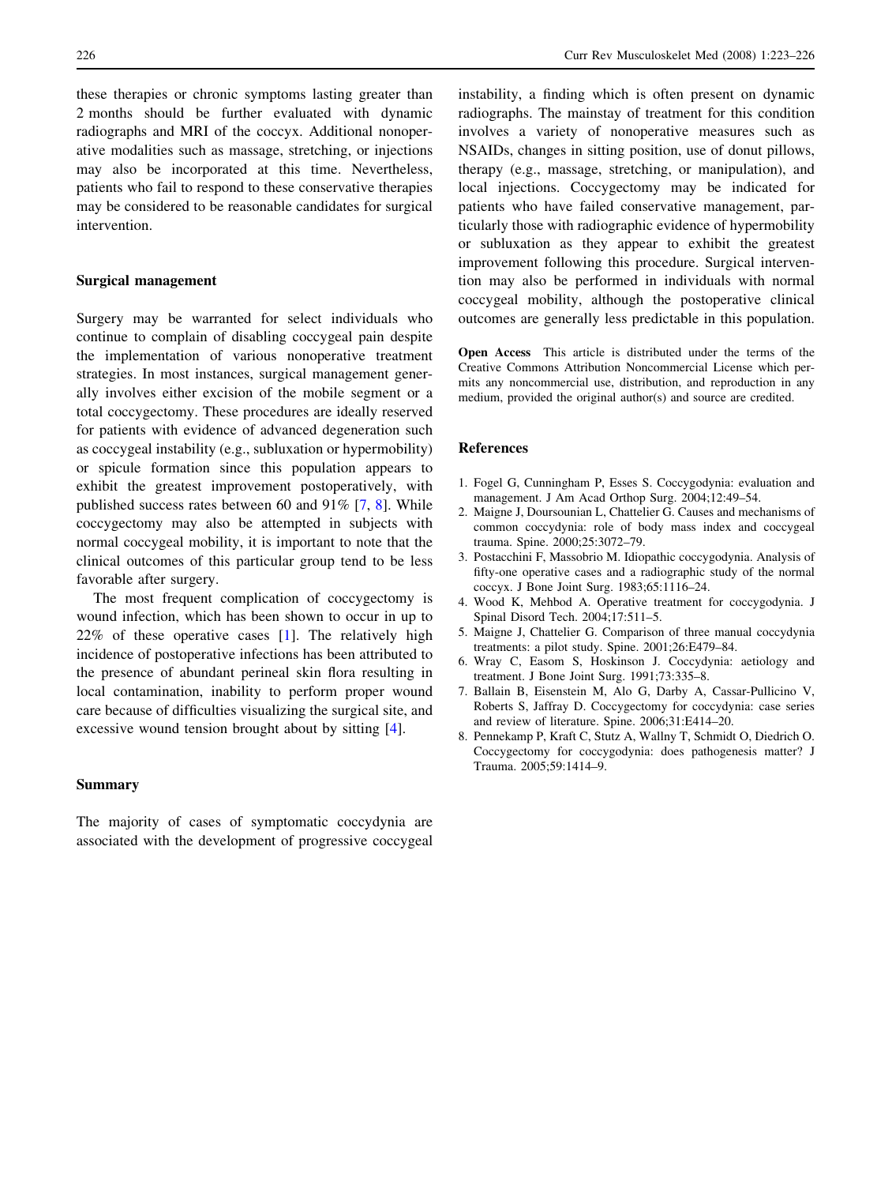these therapies or chronic symptoms lasting greater than 2 months should be further evaluated with dynamic radiographs and MRI of the coccyx. Additional nonoperative modalities such as massage, stretching, or injections may also be incorporated at this time. Nevertheless, patients who fail to respond to these conservative therapies may be considered to be reasonable candidates for surgical intervention.

### Surgical management

Surgery may be warranted for select individuals who continue to complain of disabling coccygeal pain despite the implementation of various nonoperative treatment strategies. In most instances, surgical management generally involves either excision of the mobile segment or a total coccygectomy. These procedures are ideally reserved for patients with evidence of advanced degeneration such as coccygeal instability (e.g., subluxation or hypermobility) or spicule formation since this population appears to exhibit the greatest improvement postoperatively, with published success rates between 60 and 91% [7, 8]. While coccygectomy may also be attempted in subjects with normal coccygeal mobility, it is important to note that the clinical outcomes of this particular group tend to be less favorable after surgery.

The most frequent complication of coccygectomy is wound infection, which has been shown to occur in up to 22% of these operative cases [1]. The relatively high incidence of postoperative infections has been attributed to the presence of abundant perineal skin flora resulting in local contamination, inability to perform proper wound care because of difficulties visualizing the surgical site, and excessive wound tension brought about by sitting [4].

### Summary

The majority of cases of symptomatic coccydynia are associated with the development of progressive coccygeal instability, a finding which is often present on dynamic radiographs. The mainstay of treatment for this condition involves a variety of nonoperative measures such as NSAIDs, changes in sitting position, use of donut pillows, therapy (e.g., massage, stretching, or manipulation), and local injections. Coccygectomy may be indicated for patients who have failed conservative management, particularly those with radiographic evidence of hypermobility or subluxation as they appear to exhibit the greatest improvement following this procedure. Surgical intervention may also be performed in individuals with normal coccygeal mobility, although the postoperative clinical outcomes are generally less predictable in this population.

**Open Access** This article is distributed under the terms of the Creative Commons Attribution Noncommercial License which permits any noncommercial use, distribution, and reproduction in any medium, provided the original author(s) and source are credited.

### References

1. Fogel G, Cunningham P, Esses S. Coccygodynia: evaluation and management. J Am Acad Orthop Surg. 2004;12:49–54.
2. Maigne J, Doursounian L, Chattelier G. Causes and mechanisms of common coccydynia: role of body mass index and coccygeal trauma. Spine. 2000;25:3072–79.
3. Postacchini F, Massobrio M. Idiopathic coccygodynia. Analysis of fifty-one operative cases and a radiographic study of the normal coccyx. J Bone Joint Surg. 1983;65:1116–24.
4. Wood K, Mehbod A. Operative treatment for coccygodynia. J Spinal Disord Tech. 2004;17:511–5.
5. Maigne J, Chattelier G. Comparison of three manual coccydynia treatments: a pilot study. Spine. 2001;26:E479–84.
6. Wray C, Easom S, Hoskinson J. Coccydynia: aetiology and treatment. J Bone Joint Surg. 1991;73:335–8.
7. Ballain B, Eisenstein M, Alo G, Darby A, Cassar-Pullicino V, Roberts S, Jaffray D. Coccygectomy for coccydynia: case series and review of literature. Spine. 2006;31:E414–20.
8. Pennekamp P, Kraft C, Stutz A, Wallny T, Schmidt O, Diedrich O. Coccygectomy for coccygodynia: does pathogenesis matter? J Trauma. 2005;59:1414–9.